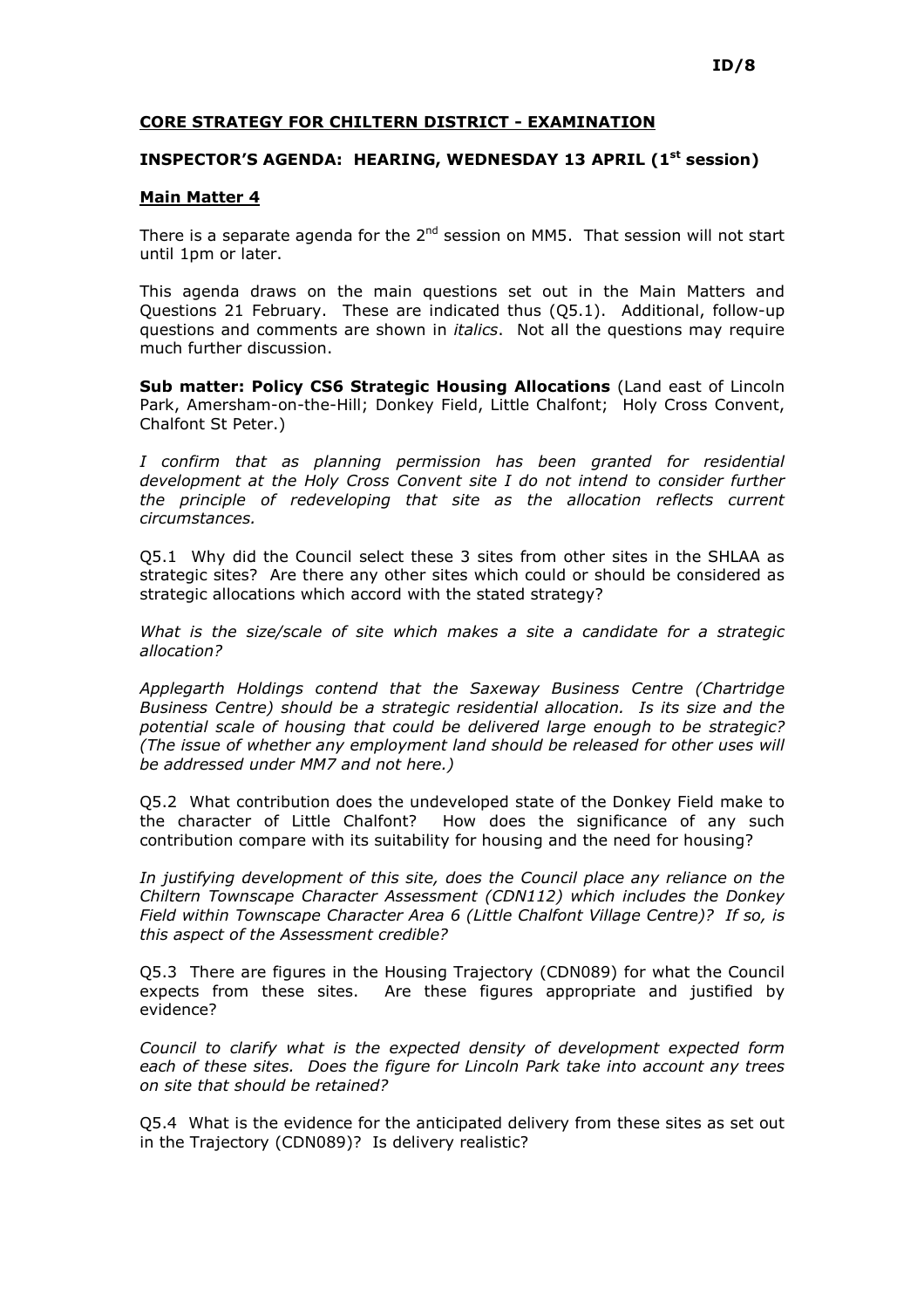ID/8

**CORE STRATEGY FOR CHILTERN DISTRICT - EXAMINATION**

**INSPECTOR'S AGENDA: HEARING, WEDNESDAY 13 APRIL (1st session)**

**Main Matter 4**

There is a separate agenda for the 2nd session on MM5. That session will not start until 1pm or later.

This agenda draws on the main questions set out in the Main Matters and Questions 21 February. These are indicated thus (Q5.1). Additional, follow-up questions and comments are shown in *italics*. Not all the questions may require much further discussion.

**Sub matter: Policy CS6 Strategic Housing Allocations** (Land east of Lincoln Park, Amersham-on-the-Hill; Donkey Field, Little Chalfont; Holy Cross Convent, Chalfont St Peter.)

*I confirm that as planning permission has been granted for residential development at the Holy Cross Convent site I do not intend to consider further the principle of redeveloping that site as the allocation reflects current circumstances.*

Q5.1 Why did the Council select these 3 sites from other sites in the SHLAA as strategic sites? Are there any other sites which could or should be considered as strategic allocations which accord with the stated strategy?

*What is the size/scale of site which makes a site a candidate for a strategic allocation?*

*Applegarth Holdings contend that the Saxeway Business Centre (Chartridge Business Centre) should be a strategic residential allocation. Is its size and the potential scale of housing that could be delivered large enough to be strategic? (The issue of whether any employment land should be released for other uses will be addressed under MM7 and not here.)*

Q5.2 What contribution does the undeveloped state of the Donkey Field make to the character of Little Chalfont? How does the significance of any such contribution compare with its suitability for housing and the need for housing?

*In justifying development of this site, does the Council place any reliance on the Chiltern Townscape Character Assessment (CDN112) which includes the Donkey Field within Townscape Character Area 6 (Little Chalfont Village Centre)? If so, is this aspect of the Assessment credible?*

Q5.3 There are figures in the Housing Trajectory (CDN089) for what the Council expects from these sites. Are these figures appropriate and justified by evidence?

*Council to clarify what is the expected density of development expected form each of these sites. Does the figure for Lincoln Park take into account any trees on site that should be retained?*

Q5.4 What is the evidence for the anticipated delivery from these sites as set out in the Trajectory (CDN089)? Is delivery realistic?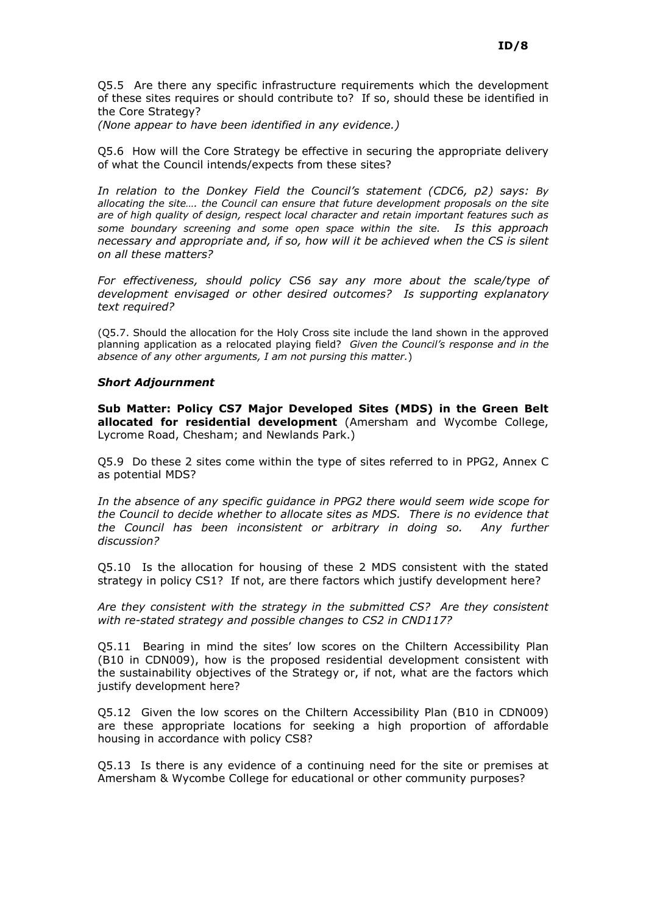Q5.5 Are there any specific infrastructure requirements which the development of these sites requires or should contribute to? If so, should these be identified in the Core Strategy?
*(None appear to have been identified in any evidence.)*

Q5.6 How will the Core Strategy be effective in securing the appropriate delivery of what the Council intends/expects from these sites?

*In relation to the Donkey Field the Council's statement (CDC6, p2) says: By allocating the site…. the Council can ensure that future development proposals on the site are of high quality of design, respect local character and retain important features such as some boundary screening and some open space within the site. Is this approach necessary and appropriate and, if so, how will it be achieved when the CS is silent on all these matters?*

*For effectiveness, should policy CS6 say any more about the scale/type of development envisaged or other desired outcomes? Is supporting explanatory text required?*

(Q5.7. Should the allocation for the Holy Cross site include the land shown in the approved planning application as a relocated playing field? *Given the Council's response and in the absence of any other arguments, I am not pursing this matter.*)

***Short Adjournment***

**Sub Matter: Policy CS7 Major Developed Sites (MDS) in the Green Belt allocated for residential development** (Amersham and Wycombe College, Lycrome Road, Chesham; and Newlands Park.)

Q5.9 Do these 2 sites come within the type of sites referred to in PPG2, Annex C as potential MDS?

*In the absence of any specific guidance in PPG2 there would seem wide scope for the Council to decide whether to allocate sites as MDS. There is no evidence that the Council has been inconsistent or arbitrary in doing so. Any further discussion?*

Q5.10 Is the allocation for housing of these 2 MDS consistent with the stated strategy in policy CS1? If not, are there factors which justify development here?

*Are they consistent with the strategy in the submitted CS? Are they consistent with re-stated strategy and possible changes to CS2 in CND117?*

Q5.11 Bearing in mind the sites' low scores on the Chiltern Accessibility Plan (B10 in CDN009), how is the proposed residential development consistent with the sustainability objectives of the Strategy or, if not, what are the factors which justify development here?

Q5.12 Given the low scores on the Chiltern Accessibility Plan (B10 in CDN009) are these appropriate locations for seeking a high proportion of affordable housing in accordance with policy CS8?

Q5.13 Is there is any evidence of a continuing need for the site or premises at Amersham & Wycombe College for educational or other community purposes?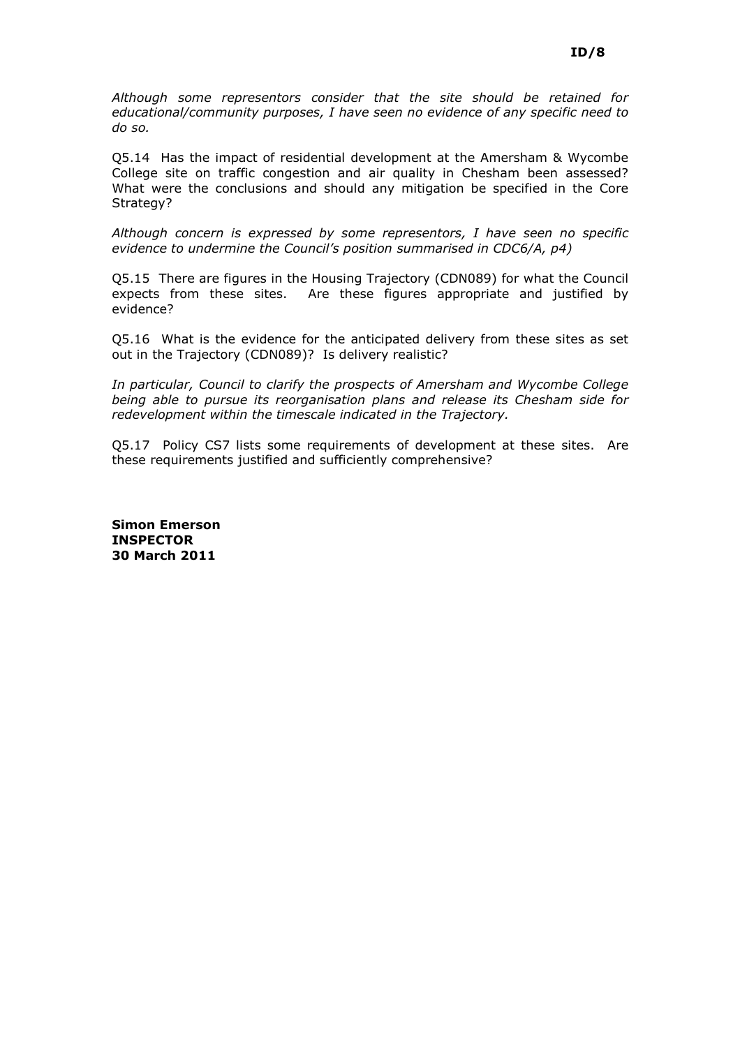*Although some representors consider that the site should be retained for educational/community purposes, I have seen no evidence of any specific need to do so.*

Q5.14 Has the impact of residential development at the Amersham & Wycombe College site on traffic congestion and air quality in Chesham been assessed? What were the conclusions and should any mitigation be specified in the Core Strategy?

*Although concern is expressed by some representors, I have seen no specific evidence to undermine the Council's position summarised in CDC6/A, p4)*

Q5.15 There are figures in the Housing Trajectory (CDN089) for what the Council expects from these sites. Are these figures appropriate and justified by evidence?

Q5.16 What is the evidence for the anticipated delivery from these sites as set out in the Trajectory (CDN089)? Is delivery realistic?

*In particular, Council to clarify the prospects of Amersham and Wycombe College being able to pursue its reorganisation plans and release its Chesham side for redevelopment within the timescale indicated in the Trajectory.*

Q5.17 Policy CS7 lists some requirements of development at these sites. Are these requirements justified and sufficiently comprehensive?

**Simon Emerson**
**INSPECTOR**
**30 March 2011**